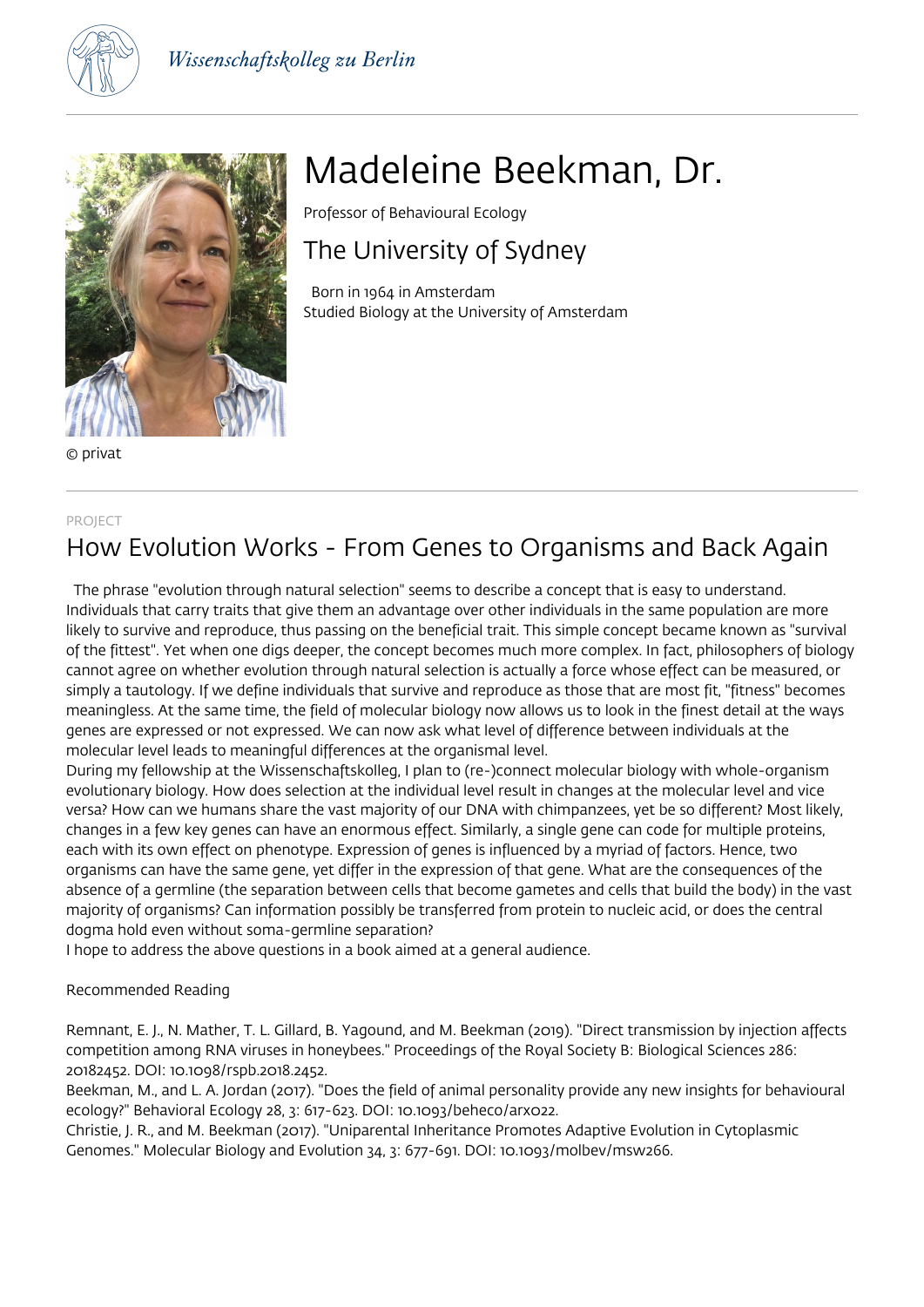# Madeleine Beekman, Dr.

Professor of Behavioural Ecology

## The University of Sydney

Born in 1964 in Amsterdam
Studied Biology at the University of Amsterdam

© privat

PROJECT

## How Evolution Works - From Genes to Organisms and Back Again

The phrase "evolution through natural selection" seems to describe a concept that is easy to understand. Individuals that carry traits that give them an advantage over other individuals in the same population are more likely to survive and reproduce, thus passing on the beneficial trait. This simple concept became known as "survival of the fittest". Yet when one digs deeper, the concept becomes much more complex. In fact, philosophers of biology cannot agree on whether evolution through natural selection is actually a force whose effect can be measured, or simply a tautology. If we define individuals that survive and reproduce as those that are most fit, "fitness" becomes meaningless. At the same time, the field of molecular biology now allows us to look in the finest detail at the ways genes are expressed or not expressed. We can now ask what level of difference between individuals at the molecular level leads to meaningful differences at the organismal level.

During my fellowship at the Wissenschaftskolleg, I plan to (re-)connect molecular biology with whole-organism evolutionary biology. How does selection at the individual level result in changes at the molecular level and vice versa? How can we humans share the vast majority of our DNA with chimpanzees, yet be so different? Most likely, changes in a few key genes can have an enormous effect. Similarly, a single gene can code for multiple proteins, each with its own effect on phenotype. Expression of genes is influenced by a myriad of factors. Hence, two organisms can have the same gene, yet differ in the expression of that gene. What are the consequences of the absence of a germline (the separation between cells that become gametes and cells that build the body) in the vast majority of organisms? Can information possibly be transferred from protein to nucleic acid, or does the central dogma hold even without soma-germline separation?

I hope to address the above questions in a book aimed at a general audience.

Recommended Reading

Remnant, E. J., N. Mather, T. L. Gillard, B. Yagound, and M. Beekman (2019). "Direct transmission by injection affects competition among RNA viruses in honeybees." Proceedings of the Royal Society B: Biological Sciences 286: 20182452. DOI: 10.1098/rspb.2018.2452.

Beekman, M., and L. A. Jordan (2017). "Does the field of animal personality provide any new insights for behavioural ecology?" Behavioral Ecology 28, 3: 617-623. DOI: 10.1093/beheco/arx022.

Christie, J. R., and M. Beekman (2017). "Uniparental Inheritance Promotes Adaptive Evolution in Cytoplasmic Genomes." Molecular Biology and Evolution 34, 3: 677-691. DOI: 10.1093/molbev/msw266.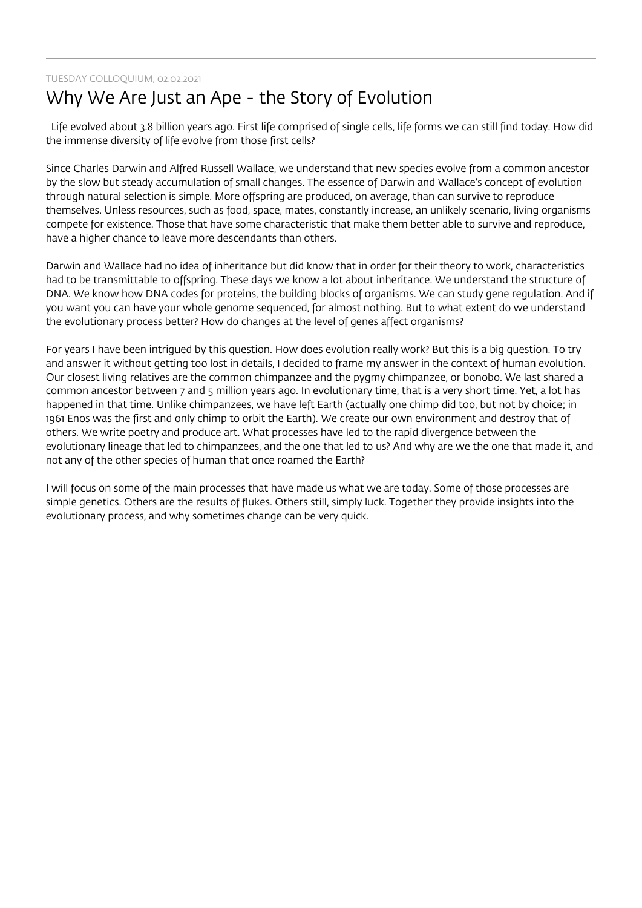TUESDAY COLLOQUIUM, 02.02.2021

# Why We Are Just an Ape - the Story of Evolution

Life evolved about 3.8 billion years ago. First life comprised of single cells, life forms we can still find today. How did the immense diversity of life evolve from those first cells?

Since Charles Darwin and Alfred Russell Wallace, we understand that new species evolve from a common ancestor by the slow but steady accumulation of small changes. The essence of Darwin and Wallace's concept of evolution through natural selection is simple. More offspring are produced, on average, than can survive to reproduce themselves. Unless resources, such as food, space, mates, constantly increase, an unlikely scenario, living organisms compete for existence. Those that have some characteristic that make them better able to survive and reproduce, have a higher chance to leave more descendants than others.

Darwin and Wallace had no idea of inheritance but did know that in order for their theory to work, characteristics had to be transmittable to offspring. These days we know a lot about inheritance. We understand the structure of DNA. We know how DNA codes for proteins, the building blocks of organisms. We can study gene regulation. And if you want you can have your whole genome sequenced, for almost nothing. But to what extent do we understand the evolutionary process better? How do changes at the level of genes affect organisms?

For years I have been intrigued by this question. How does evolution really work? But this is a big question. To try and answer it without getting too lost in details, I decided to frame my answer in the context of human evolution. Our closest living relatives are the common chimpanzee and the pygmy chimpanzee, or bonobo. We last shared a common ancestor between 7 and 5 million years ago. In evolutionary time, that is a very short time. Yet, a lot has happened in that time. Unlike chimpanzees, we have left Earth (actually one chimp did too, but not by choice; in 1961 Enos was the first and only chimp to orbit the Earth). We create our own environment and destroy that of others. We write poetry and produce art. What processes have led to the rapid divergence between the evolutionary lineage that led to chimpanzees, and the one that led to us? And why are we the one that made it, and not any of the other species of human that once roamed the Earth?

I will focus on some of the main processes that have made us what we are today. Some of those processes are simple genetics. Others are the results of flukes. Others still, simply luck. Together they provide insights into the evolutionary process, and why sometimes change can be very quick.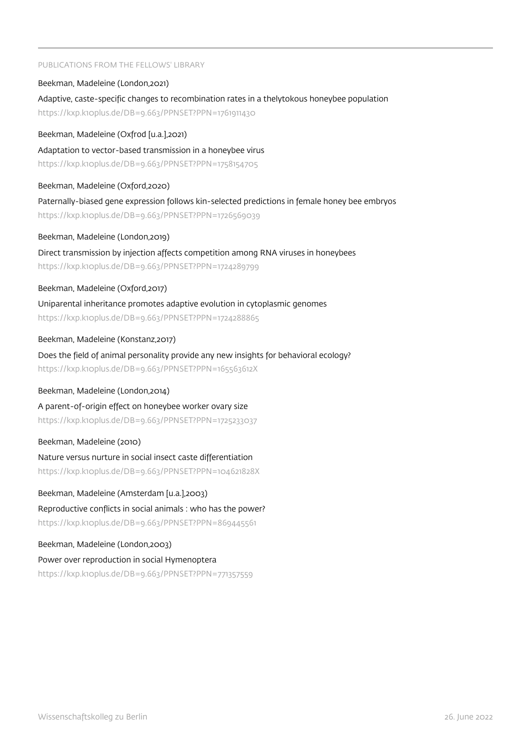PUBLICATIONS FROM THE FELLOWS' LIBRARY

Beekman, Madeleine (London,2021)

Adaptive, caste-specific changes to recombination rates in a thelytokous honeybee population

https://kxp.k10plus.de/DB=9.663/PPNSET?PPN=1761911430

Beekman, Madeleine (Oxfrod [u.a.],2021)

Adaptation to vector-based transmission in a honeybee virus

https://kxp.k10plus.de/DB=9.663/PPNSET?PPN=1758154705

Beekman, Madeleine (Oxford,2020)

Paternally-biased gene expression follows kin-selected predictions in female honey bee embryos

https://kxp.k10plus.de/DB=9.663/PPNSET?PPN=1726569039

Beekman, Madeleine (London,2019)

Direct transmission by injection affects competition among RNA viruses in honeybees

https://kxp.k10plus.de/DB=9.663/PPNSET?PPN=1724289799

Beekman, Madeleine (Oxford,2017)

Uniparental inheritance promotes adaptive evolution in cytoplasmic genomes

https://kxp.k10plus.de/DB=9.663/PPNSET?PPN=1724288865

Beekman, Madeleine (Konstanz,2017)

Does the field of animal personality provide any new insights for behavioral ecology?

https://kxp.k10plus.de/DB=9.663/PPNSET?PPN=165563612X

Beekman, Madeleine (London,2014)

A parent-of-origin effect on honeybee worker ovary size

https://kxp.k10plus.de/DB=9.663/PPNSET?PPN=1725233037

Beekman, Madeleine (2010)

Nature versus nurture in social insect caste differentiation

https://kxp.k10plus.de/DB=9.663/PPNSET?PPN=104621828X

Beekman, Madeleine (Amsterdam [u.a.],2003)

Reproductive conflicts in social animals : who has the power?

https://kxp.k10plus.de/DB=9.663/PPNSET?PPN=869445561

Beekman, Madeleine (London,2003)

Power over reproduction in social Hymenoptera

https://kxp.k10plus.de/DB=9.663/PPNSET?PPN=771357559